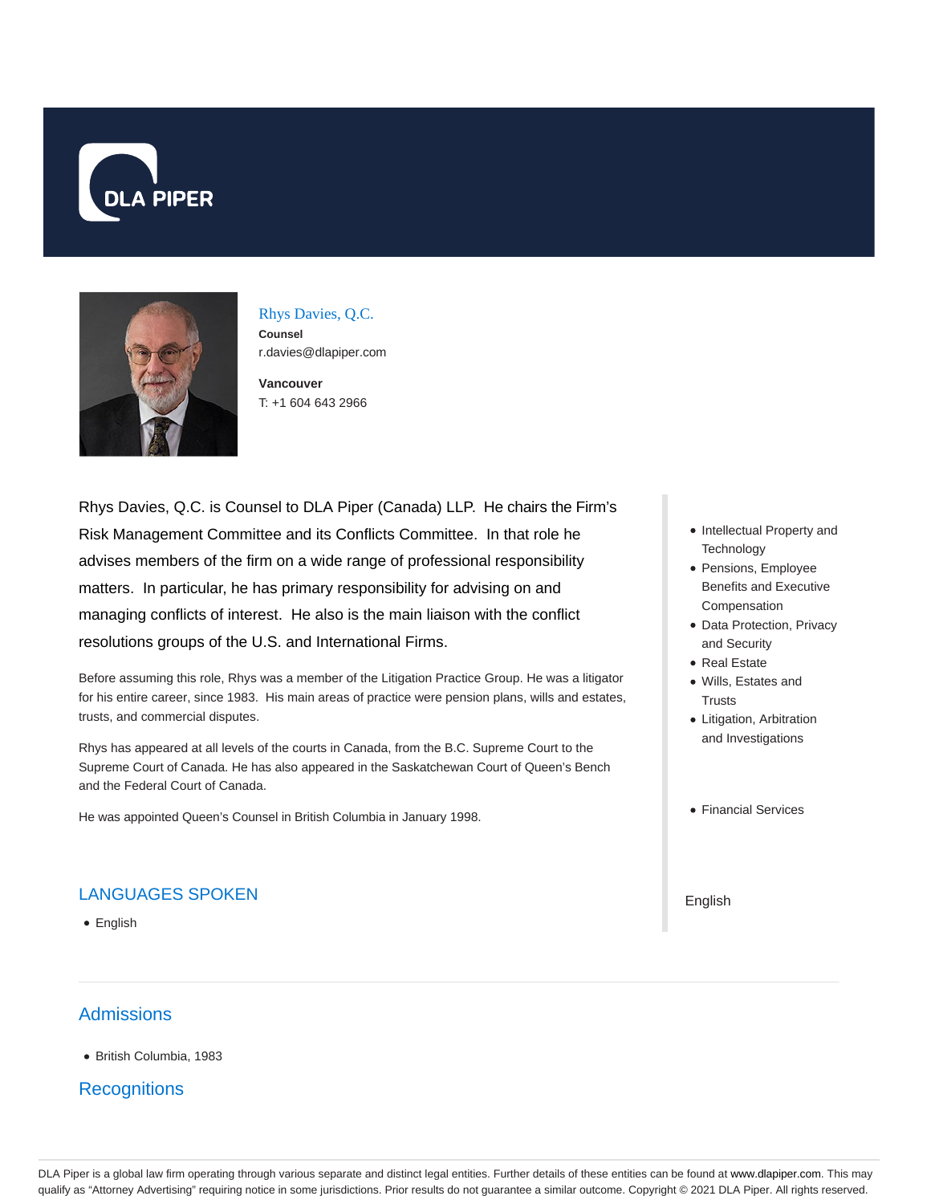# Rhys Davies, Q.C.

**Counsel**
r.davies@dlapiper.com

**Vancouver**
T: +1 604 643 2966

Rhys Davies, Q.C. is Counsel to DLA Piper (Canada) LLP. He chairs the Firm's Risk Management Committee and its Conflicts Committee. In that role he advises members of the firm on a wide range of professional responsibility matters. In particular, he has primary responsibility for advising on and managing conflicts of interest. He also is the main liaison with the conflict resolutions groups of the U.S. and International Firms.

Before assuming this role, Rhys was a member of the Litigation Practice Group. He was a litigator for his entire career, since 1983. His main areas of practice were pension plans, wills and estates, trusts, and commercial disputes.

Rhys has appeared at all levels of the courts in Canada, from the B.C. Supreme Court to the Supreme Court of Canada. He has also appeared in the Saskatchewan Court of Queen's Bench and the Federal Court of Canada.

He was appointed Queen's Counsel in British Columbia in January 1998.

- Intellectual Property and Technology
- Pensions, Employee Benefits and Executive Compensation
- Data Protection, Privacy and Security
- Real Estate
- Wills, Estates and Trusts
- Litigation, Arbitration and Investigations

- Financial Services

English

## LANGUAGES SPOKEN

- English

## Admissions

- British Columbia, 1983

## Recognitions

DLA Piper is a global law firm operating through various separate and distinct legal entities. Further details of these entities can be found at www.dlapiper.com. This may qualify as "Attorney Advertising" requiring notice in some jurisdictions. Prior results do not guarantee a similar outcome. Copyright © 2021 DLA Piper. All rights reserved.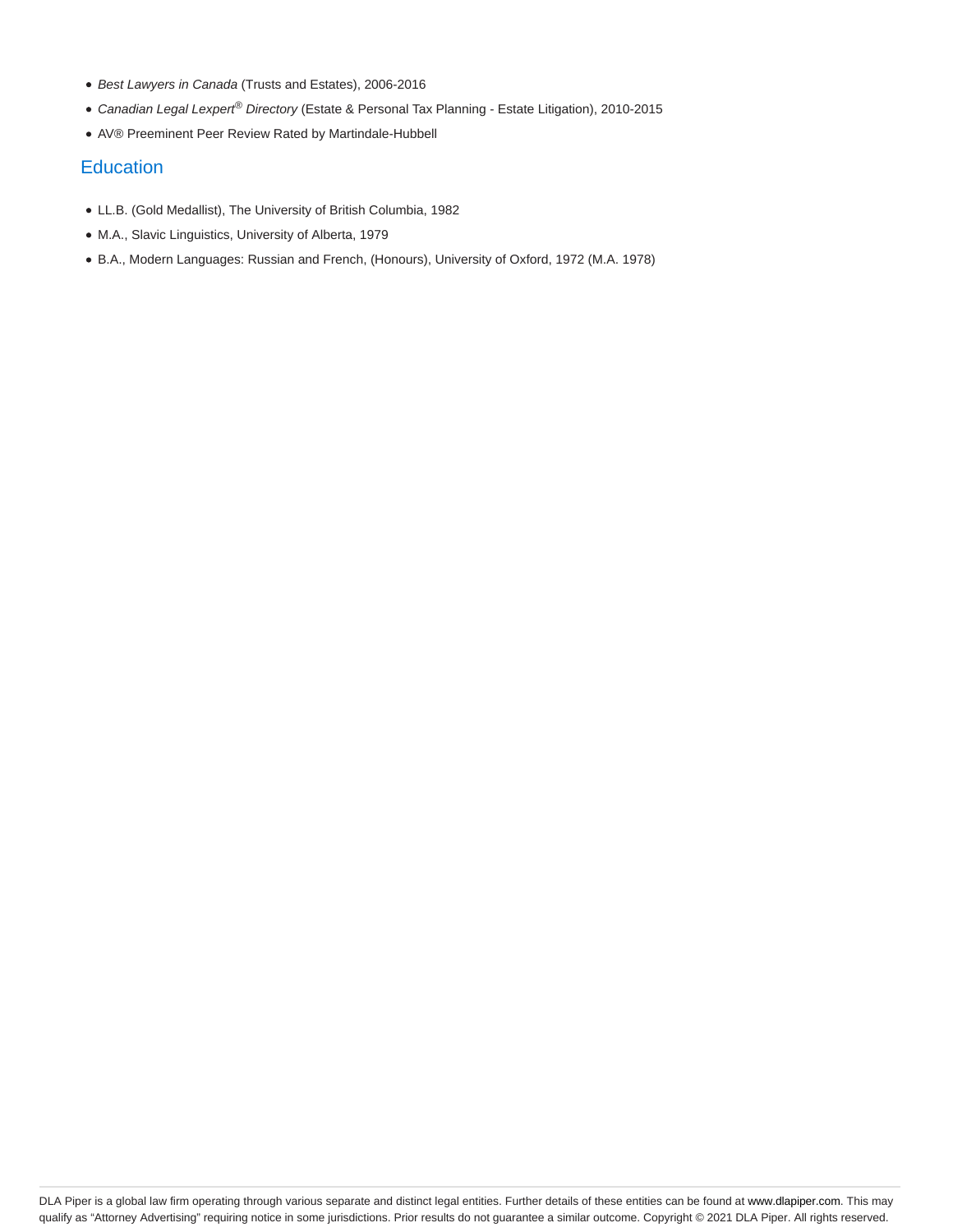- *Best Lawyers in Canada* (Trusts and Estates), 2006-2016
- *Canadian Legal Lexpert® Directory* (Estate & Personal Tax Planning - Estate Litigation), 2010-2015
- AV® Preeminent Peer Review Rated by Martindale-Hubbell

## Education

- LL.B. (Gold Medallist), The University of British Columbia, 1982
- M.A., Slavic Linguistics, University of Alberta, 1979
- B.A., Modern Languages: Russian and French, (Honours), University of Oxford, 1972 (M.A. 1978)

DLA Piper is a global law firm operating through various separate and distinct legal entities. Further details of these entities can be found at www.dlapiper.com. This may qualify as "Attorney Advertising" requiring notice in some jurisdictions. Prior results do not guarantee a similar outcome. Copyright © 2021 DLA Piper. All rights reserved.